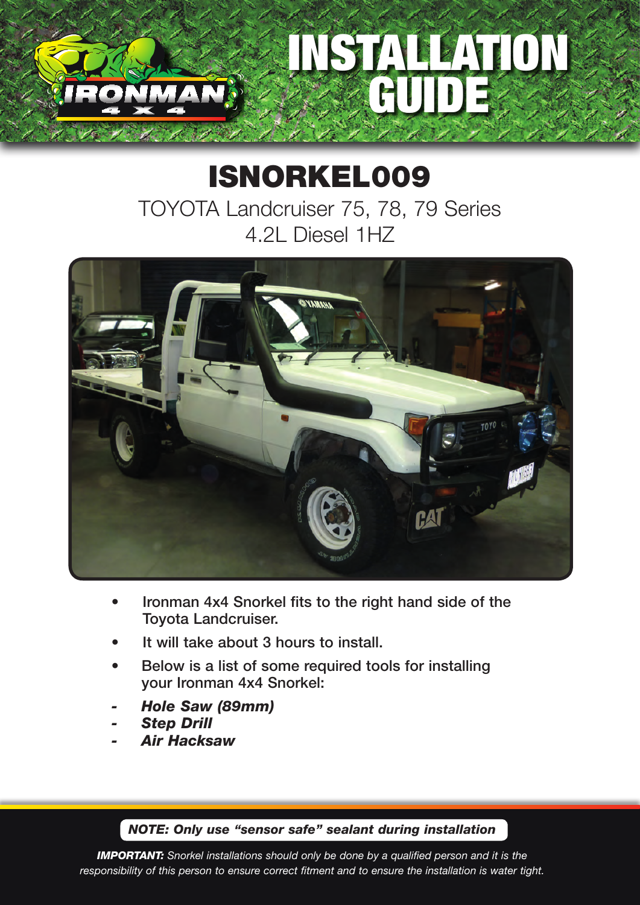# INSTALLATION GUIDE

## ISNORKEL009

TOYOTA Landcruiser 75, 78, 79 Series
4.2L Diesel 1HZ

- **Ironman 4x4 Snorkel fits to the right hand side of the Toyota Landcruiser.**
- **It will take about 3 hours to install.**
- **Below is a list of some required tools for installing your Ironman 4x4 Snorkel:**

- ***Hole Saw (89mm)***
- ***Step Drill***
- ***Air Hacksaw***

***NOTE: Only use "sensor safe" sealant during installation***

***IMPORTANT:*** *Snorkel installations should only be done by a qualified person and it is the responsibility of this person to ensure correct fitment and to ensure the installation is water tight.*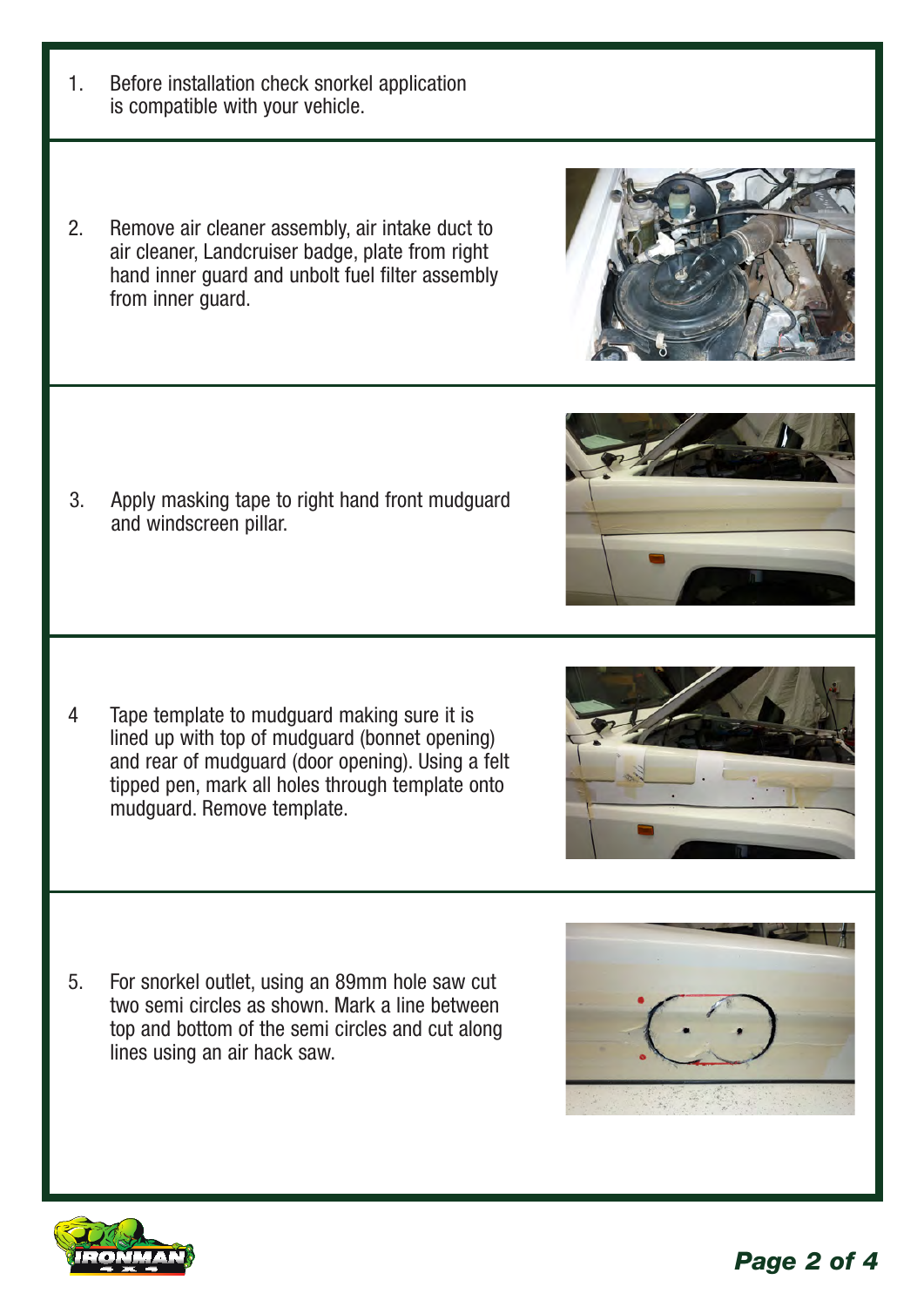1. Before installation check snorkel application is compatible with your vehicle.

2. Remove air cleaner assembly, air intake duct to air cleaner, Landcruiser badge, plate from right hand inner guard and unbolt fuel filter assembly from inner guard.

3. Apply masking tape to right hand front mudguard and windscreen pillar.

4 Tape template to mudguard making sure it is lined up with top of mudguard (bonnet opening) and rear of mudguard (door opening). Using a felt tipped pen, mark all holes through template onto mudguard. Remove template.

5. For snorkel outlet, using an 89mm hole saw cut two semi circles as shown. Mark a line between top and bottom of the semi circles and cut along lines using an air hack saw.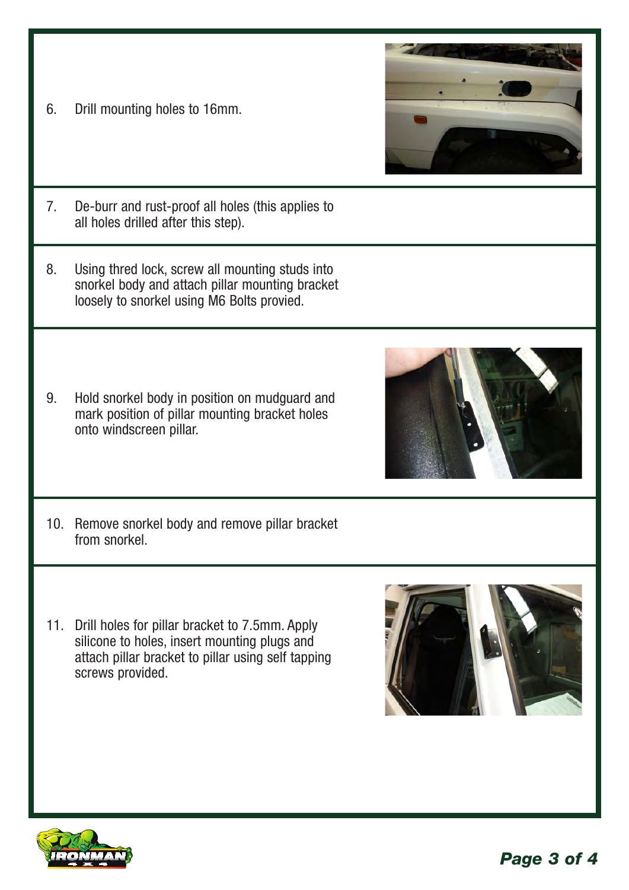6. Drill mounting holes to 16mm.

7. De-burr and rust-proof all holes (this applies to all holes drilled after this step).

8. Using thred lock, screw all mounting studs into snorkel body and attach pillar mounting bracket loosely to snorkel using M6 Bolts provied.

9. Hold snorkel body in position on mudguard and mark position of pillar mounting bracket holes onto windscreen pillar.

10. Remove snorkel body and remove pillar bracket from snorkel.

11. Drill holes for pillar bracket to 7.5mm. Apply silicone to holes, insert mounting plugs and attach pillar bracket to pillar using self tapping screws provided.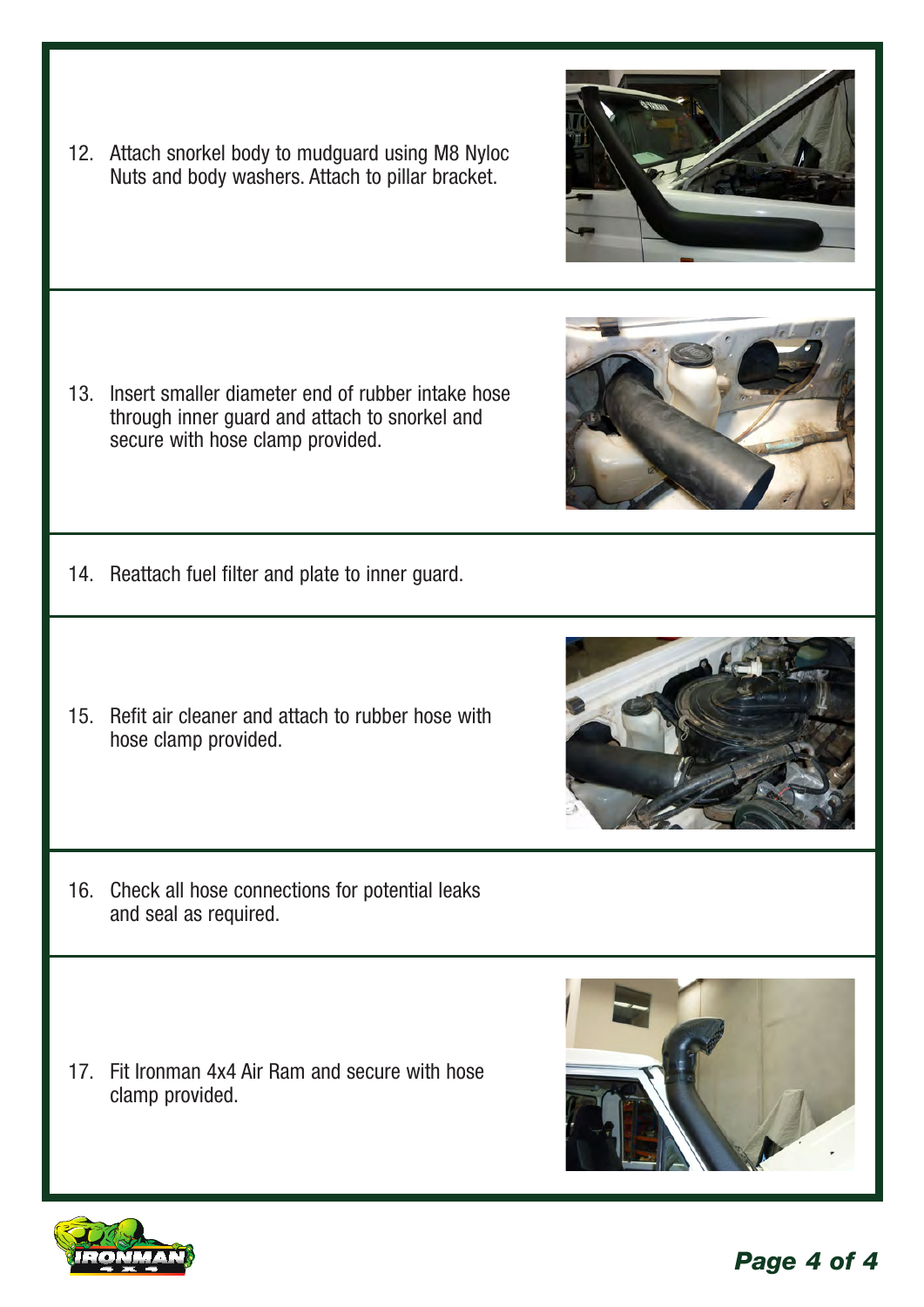12. Attach snorkel body to mudguard using M8 Nyloc Nuts and body washers. Attach to pillar bracket.

13. Insert smaller diameter end of rubber intake hose through inner guard and attach to snorkel and secure with hose clamp provided.

14. Reattach fuel filter and plate to inner guard.

15. Refit air cleaner and attach to rubber hose with hose clamp provided.

16. Check all hose connections for potential leaks and seal as required.

17. Fit Ironman 4x4 Air Ram and secure with hose clamp provided.